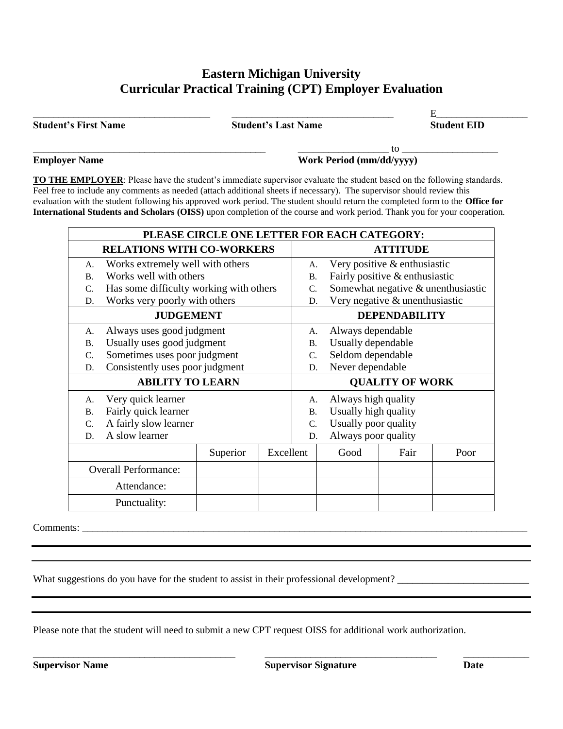# Eastern Michigan University
## Curricular Practical Training (CPT) Employer Evaluation

_________________________ **Student's First Name**

_________________________ **Student's Last Name**

E_________________ **Student EID**

_________________________ **Employer Name**

_________________ to _________________ **Work Period (mm/dd/yyyy)**

**TO THE EMPLOYER**: Please have the student's immediate supervisor evaluate the student based on the following standards. Feel free to include any comments as needed (attach additional sheets if necessary). The supervisor should review this evaluation with the student following his approved work period. The student should return the completed form to the **Office for International Students and Scholars (OISS)** upon completion of the course and work period. Thank you for your cooperation.

| PLEASE CIRCLE ONE LETTER FOR EACH CATEGORY: | |
|---|---|
| **RELATIONS WITH CO-WORKERS** | **ATTITUDE** |
| A. Works extremely well with others<br>B. Works well with others<br>C. Has some difficulty working with others<br>D. Works very poorly with others | A. Very positive & enthusiastic<br>B. Fairly positive & enthusiastic<br>C. Somewhat negative & unenthusiastic<br>D. Very negative & unenthusiastic |
| **JUDGEMENT** | **DEPENDABILITY** |
| A. Always uses good judgment<br>B. Usually uses good judgment<br>C. Sometimes uses poor judgment<br>D. Consistently uses poor judgment | A. Always dependable<br>B. Usually dependable<br>C. Seldom dependable<br>D. Never dependable |
| **ABILITY TO LEARN** | **QUALITY OF WORK** |
| A. Very quick learner<br>B. Fairly quick learner<br>C. A fairly slow learner<br>D. A slow learner | A. Always high quality<br>B. Usually high quality<br>C. Usually poor quality<br>D. Always poor quality |

| | Superior | Excellent | Good | Fair | Poor |
|---|---|---|---|---|---|
| Overall Performance: | | | | | |
| Attendance: | | | | | |
| Punctuality: | | | | | |

Comments: ____________________________________________________________

____________________________________________________________

____________________________________________________________

What suggestions do you have for the student to assist in their professional development? _________________________

____________________________________________________________

____________________________________________________________

Please note that the student will need to submit a new CPT request OISS for additional work authorization.

_________________________ **Supervisor Name**

_________________________ **Supervisor Signature**

_____________ **Date**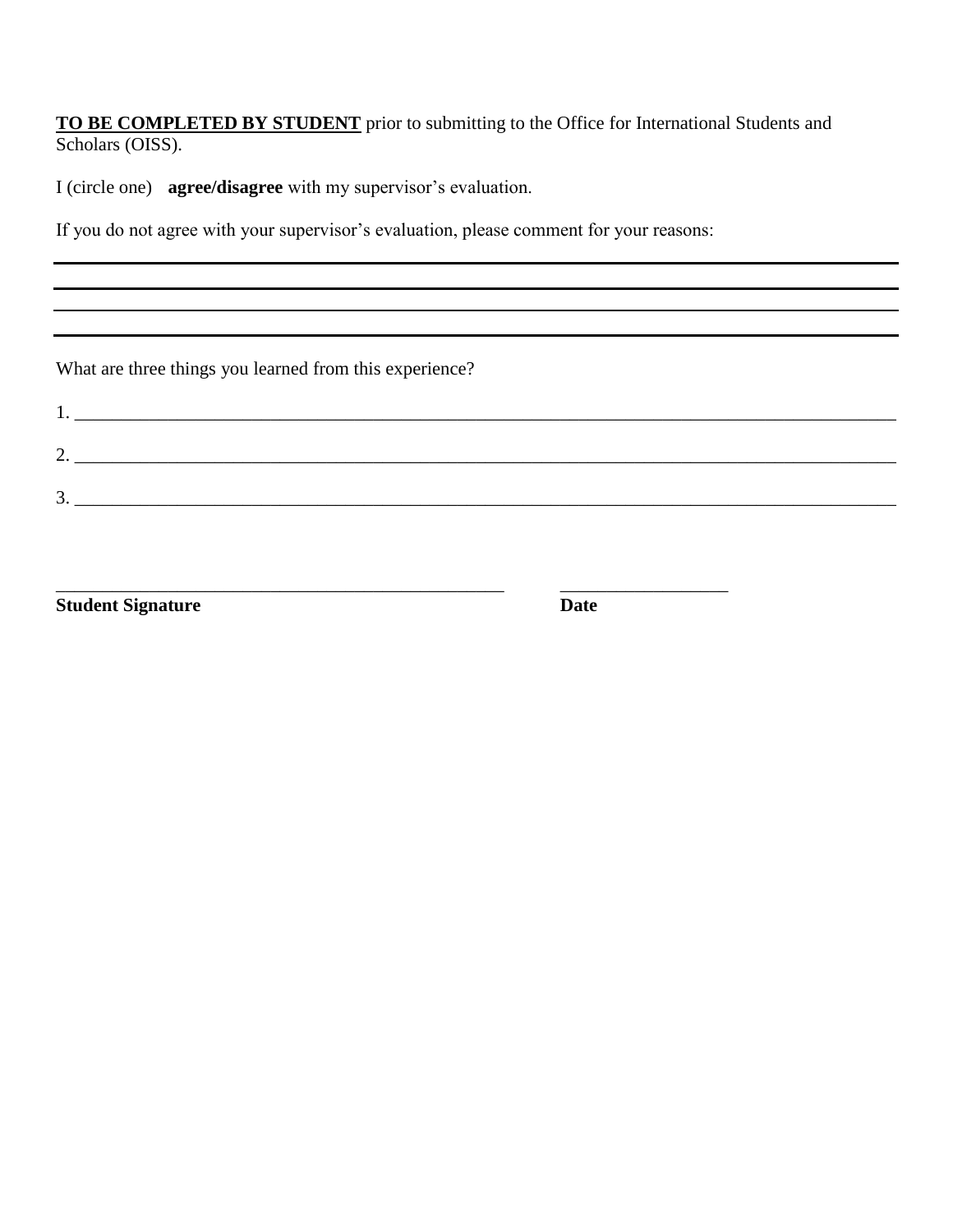**TO BE COMPLETED BY STUDENT** prior to submitting to the Office for International Students and Scholars (OISS).

I (circle one)   **agree/disagree** with my supervisor's evaluation.

If you do not agree with your supervisor's evaluation, please comment for your reasons:

_______________________________________________________________________________

_______________________________________________________________________________

_______________________________________________________________________________

_______________________________________________________________________________

What are three things you learned from this experience?

1. _____________________________________________________________________________

2. _____________________________________________________________________________

3. _____________________________________________________________________________

_____________________________________________          ________________

**Student Signature**                                                                          **Date**